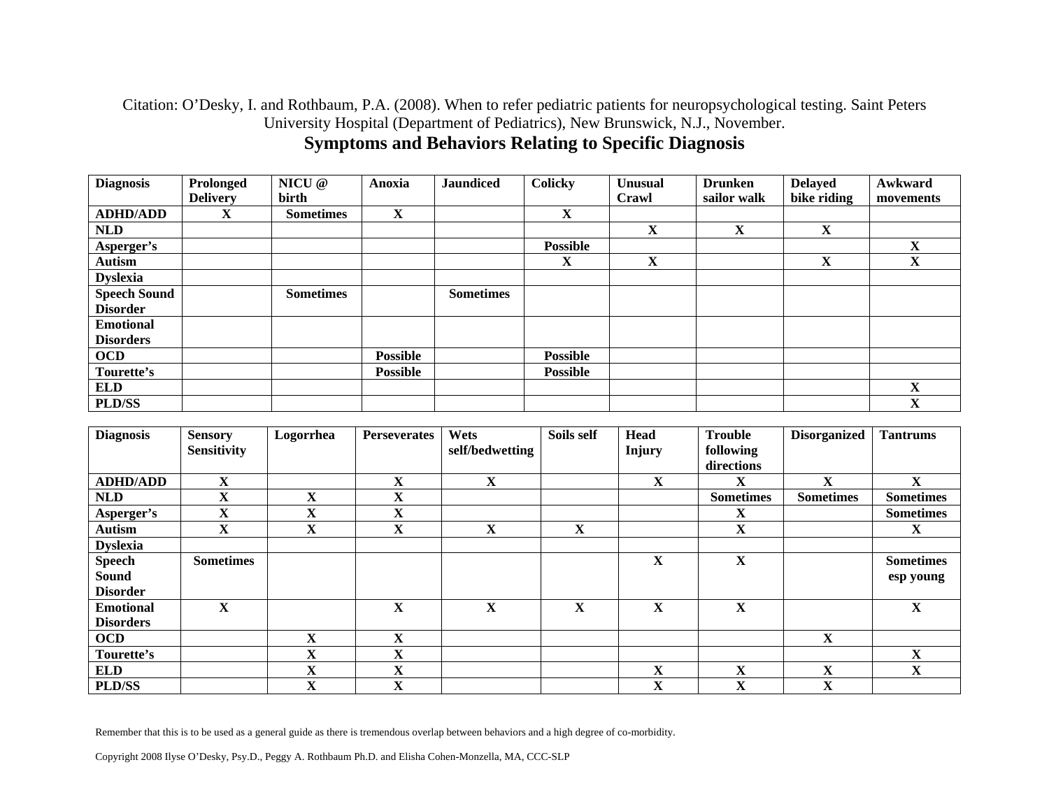Citation: O'Desky, I. and Rothbaum, P.A. (2008). When to refer pediatric patients for neuropsychological testing. Saint Peters University Hospital (Department of Pediatrics), New Brunswick, N.J., November.

## Symptoms and Behaviors Relating to Specific Diagnosis

| Diagnosis | Prolonged Delivery | NICU @ birth | Anoxia | Jaundiced | Colicky | Unusual Crawl | Drunken sailor walk | Delayed bike riding | Awkward movements |
|---|---|---|---|---|---|---|---|---|---|
| **ADHD/ADD** | X | Sometimes | X | | X | | | | |
| **NLD** | | | | | | X | X | X | |
| **Asperger's** | | | | | Possible | | | | X |
| **Autism** | | | | | X | X | | X | X |
| **Dyslexia** | | | | | | | | | |
| **Speech Sound Disorder** | | Sometimes | | Sometimes | | | | | |
| **Emotional Disorders** | | | | | | | | | |
| **OCD** | | | Possible | | Possible | | | | |
| **Tourette's** | | | Possible | | Possible | | | | |
| **ELD** | | | | | | | | | X |
| **PLD/SS** | | | | | | | | | X |

| Diagnosis | Sensory Sensitivity | Logorrhea | Perseverates | Wets self/bedwetting | Soils self | Head Injury | Trouble following directions | Disorganized | Tantrums |
|---|---|---|---|---|---|---|---|---|---|
| **ADHD/ADD** | X | | X | X | | X | X | X | X |
| **NLD** | X | X | X | | | | Sometimes | Sometimes | Sometimes |
| **Asperger's** | X | X | X | | | | X | | Sometimes |
| **Autism** | X | X | X | X | X | | X | | X |
| **Dyslexia** | | | | | | | | | |
| **Speech Sound Disorder** | Sometimes | | | | | X | X | | Sometimes esp young |
| **Emotional Disorders** | X | | X | X | X | X | X | | X |
| **OCD** | | X | X | | | | | X | |
| **Tourette's** | | X | X | | | | | | X |
| **ELD** | | X | X | | | X | X | X | X |
| **PLD/SS** | | X | X | | | X | X | X | |

Remember that this is to be used as a general guide as there is tremendous overlap between behaviors and a high degree of co-morbidity.

Copyright 2008 Ilyse O'Desky, Psy.D., Peggy A. Rothbaum Ph.D. and Elisha Cohen-Monzella, MA, CCC-SLP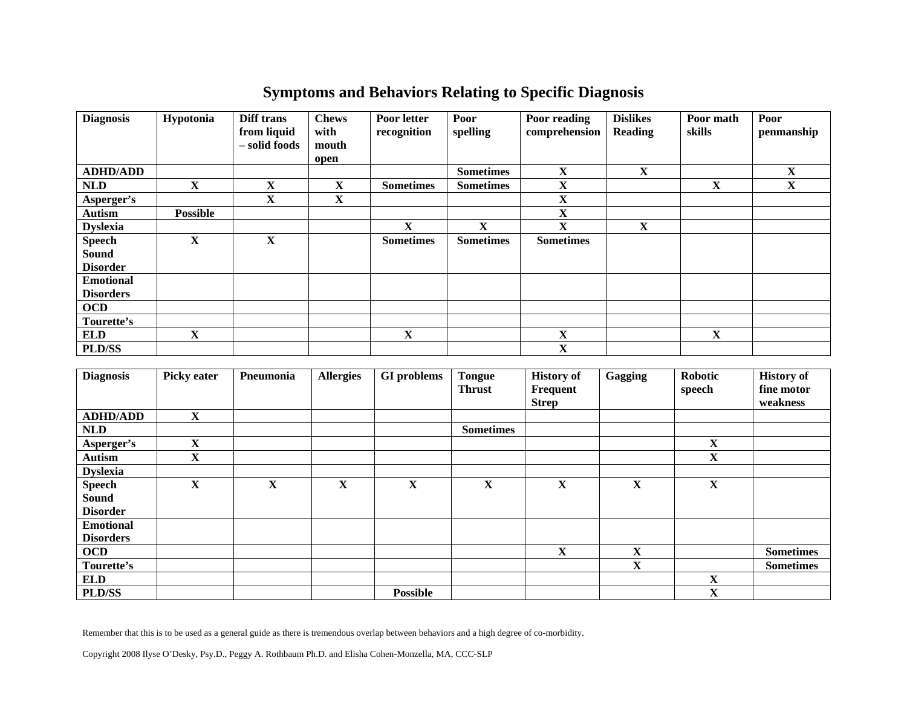# Symptoms and Behaviors Relating to Specific Diagnosis

| Diagnosis | Hypotonia | Diff trans from liquid – solid foods | Chews with mouth open | Poor letter recognition | Poor spelling | Poor reading comprehension | Dislikes Reading | Poor math skills | Poor penmanship |
|---|---|---|---|---|---|---|---|---|---|
| **ADHD/ADD** | | | | | **Sometimes** | **X** | **X** | | **X** |
| **NLD** | **X** | **X** | **X** | **Sometimes** | **Sometimes** | **X** | | **X** | **X** |
| **Asperger's** | | **X** | **X** | | | **X** | | | |
| **Autism** | **Possible** | | | | | **X** | | | |
| **Dyslexia** | | | | **X** | **X** | **X** | **X** | | |
| **Speech Sound Disorder** | **X** | **X** | | **Sometimes** | **Sometimes** | **Sometimes** | | | |
| **Emotional Disorders** | | | | | | | | | |
| **OCD** | | | | | | | | | |
| **Tourette's** | | | | | | | | | |
| **ELD** | **X** | | | **X** | | **X** | | **X** | |
| **PLD/SS** | | | | | | **X** | | | |

| Diagnosis | Picky eater | Pneumonia | Allergies | GI problems | Tongue Thrust | History of Frequent Strep | Gagging | Robotic speech | History of fine motor weakness |
|---|---|---|---|---|---|---|---|---|---|
| **ADHD/ADD** | **X** | | | | | | | | |
| **NLD** | | | | | **Sometimes** | | | | |
| **Asperger's** | **X** | | | | | | | **X** | |
| **Autism** | **X** | | | | | | | **X** | |
| **Dyslexia** | | | | | | | | | |
| **Speech Sound Disorder** | **X** | **X** | **X** | **X** | **X** | **X** | **X** | **X** | |
| **Emotional Disorders** | | | | | | | | | |
| **OCD** | | | | | | **X** | **X** | | **Sometimes** |
| **Tourette's** | | | | | | | **X** | | **Sometimes** |
| **ELD** | | | | | | | | **X** | |
| **PLD/SS** | | | | **Possible** | | | | **X** | |

Remember that this is to be used as a general guide as there is tremendous overlap between behaviors and a high degree of co-morbidity.

Copyright 2008 Ilyse O'Desky, Psy.D., Peggy A. Rothbaum Ph.D. and Elisha Cohen-Monzella, MA, CCC-SLP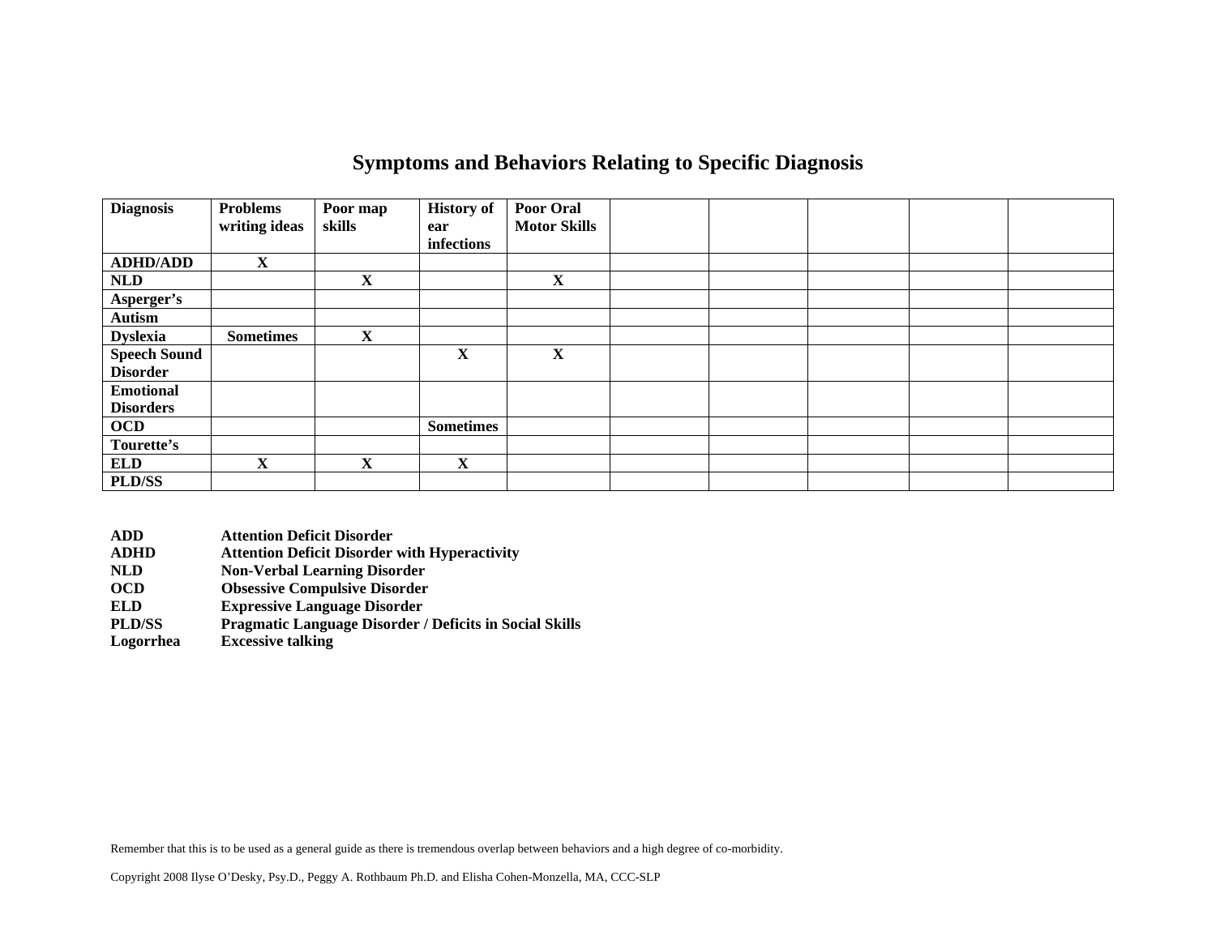# Symptoms and Behaviors Relating to Specific Diagnosis

| Diagnosis | Problems writing ideas | Poor map skills | History of ear infections | Poor Oral Motor Skills | | | | | |
|---|---|---|---|---|---|---|---|---|---|
| **ADHD/ADD** | **X** | | | | | | | | |
| **NLD** | | **X** | | **X** | | | | | |
| **Asperger's** | | | | | | | | | |
| **Autism** | | | | | | | | | |
| **Dyslexia** | **Sometimes** | **X** | | | | | | | |
| **Speech Sound Disorder** | | | **X** | **X** | | | | | |
| **Emotional Disorders** | | | | | | | | | |
| **OCD** | | | **Sometimes** | | | | | | |
| **Tourette's** | | | | | | | | | |
| **ELD** | **X** | **X** | **X** | | | | | | |
| **PLD/SS** | | | | | | | | | |

**ADD** Attention Deficit Disorder
**ADHD** Attention Deficit Disorder with Hyperactivity
**NLD** Non-Verbal Learning Disorder
**OCD** Obsessive Compulsive Disorder
**ELD** Expressive Language Disorder
**PLD/SS** Pragmatic Language Disorder / Deficits in Social Skills
**Logorrhea** Excessive talking

Remember that this is to be used as a general guide as there is tremendous overlap between behaviors and a high degree of co-morbidity.

Copyright 2008 Ilyse O'Desky, Psy.D., Peggy A. Rothbaum Ph.D. and Elisha Cohen-Monzella, MA, CCC-SLP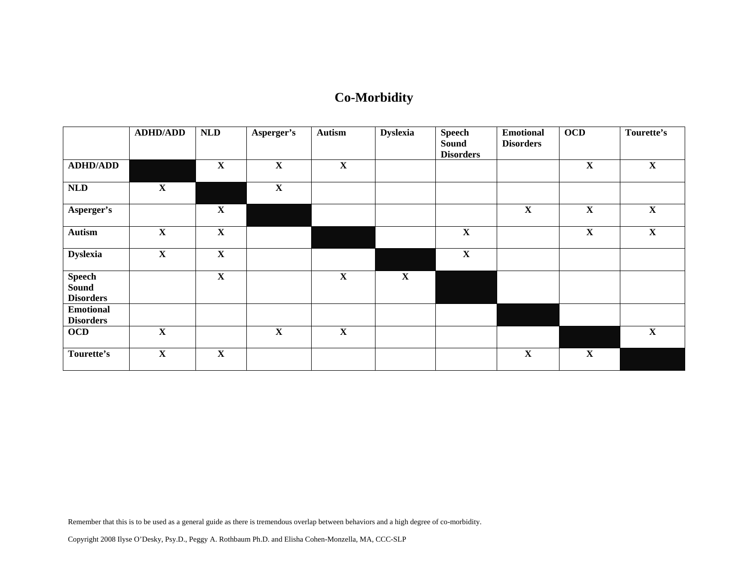# Co-Morbidity

| | ADHD/ADD | NLD | Asperger's | Autism | Dyslexia | Speech Sound Disorders | Emotional Disorders | OCD | Tourette's |
|---|---|---|---|---|---|---|---|---|---|
| **ADHD/ADD** | | X | X | X | | | | X | X |
| **NLD** | X | | X | | | | | | |
| **Asperger's** | | X | | | | | X | X | X |
| **Autism** | X | X | | | | X | | X | X |
| **Dyslexia** | X | X | | | | X | | | |
| **Speech Sound Disorders** | | X | | X | X | | | | |
| **Emotional Disorders** | | | | | | | | | |
| **OCD** | X | | X | X | | | | | X |
| **Tourette's** | X | X | | | | | X | X | |

Remember that this is to be used as a general guide as there is tremendous overlap between behaviors and a high degree of co-morbidity.

Copyright 2008 Ilyse O'Desky, Psy.D., Peggy A. Rothbaum Ph.D. and Elisha Cohen-Monzella, MA, CCC-SLP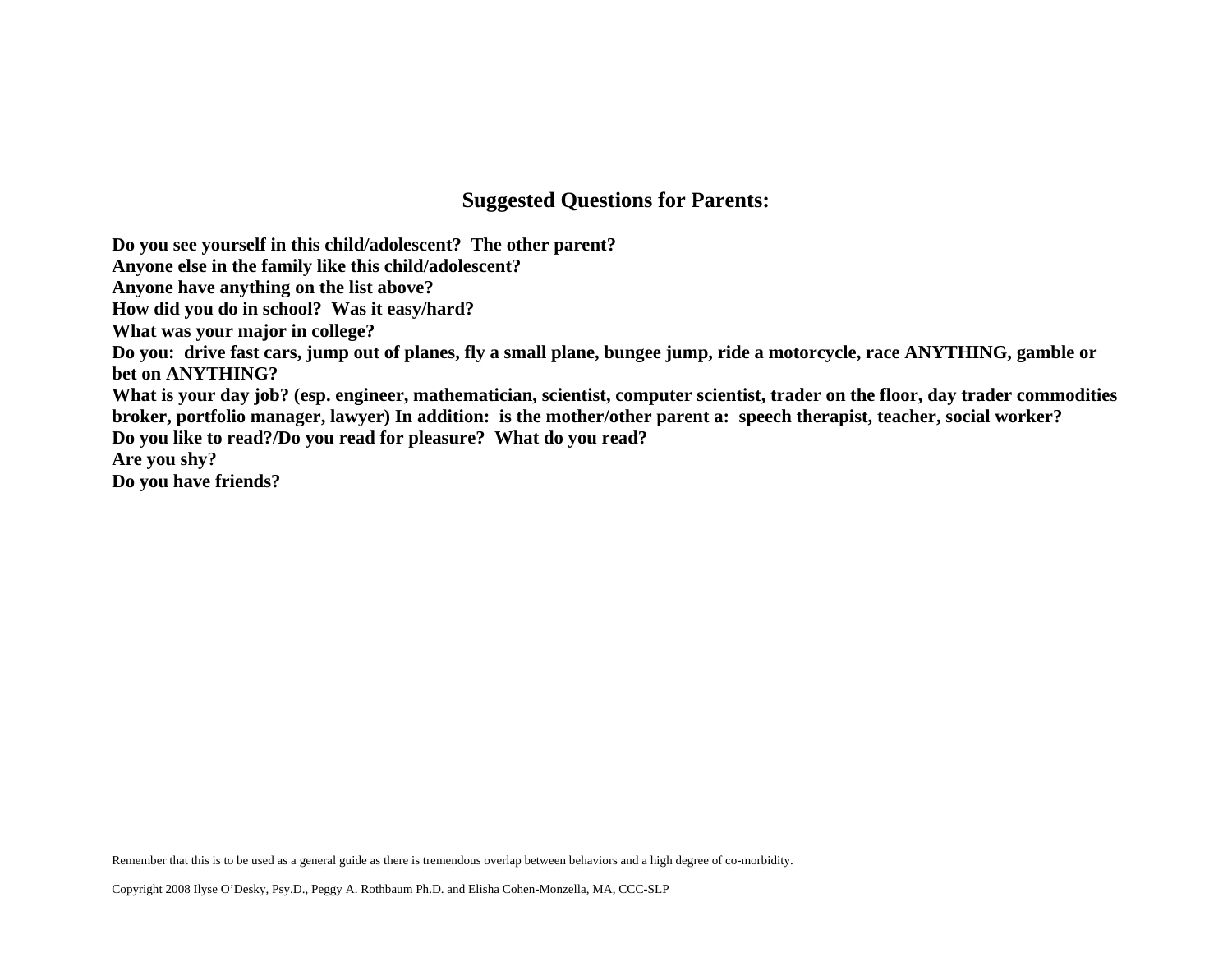## Suggested Questions for Parents:

**Do you see yourself in this child/adolescent? The other parent?**
**Anyone else in the family like this child/adolescent?**
**Anyone have anything on the list above?**
**How did you do in school? Was it easy/hard?**
**What was your major in college?**
**Do you: drive fast cars, jump out of planes, fly a small plane, bungee jump, ride a motorcycle, race ANYTHING, gamble or bet on ANYTHING?**
**What is your day job? (esp. engineer, mathematician, scientist, computer scientist, trader on the floor, day trader commodities broker, portfolio manager, lawyer) In addition: is the mother/other parent a: speech therapist, teacher, social worker?**
**Do you like to read?/Do you read for pleasure? What do you read?**
**Are you shy?**
**Do you have friends?**

Remember that this is to be used as a general guide as there is tremendous overlap between behaviors and a high degree of co-morbidity.

Copyright 2008 Ilyse O'Desky, Psy.D., Peggy A. Rothbaum Ph.D. and Elisha Cohen-Monzella, MA, CCC-SLP